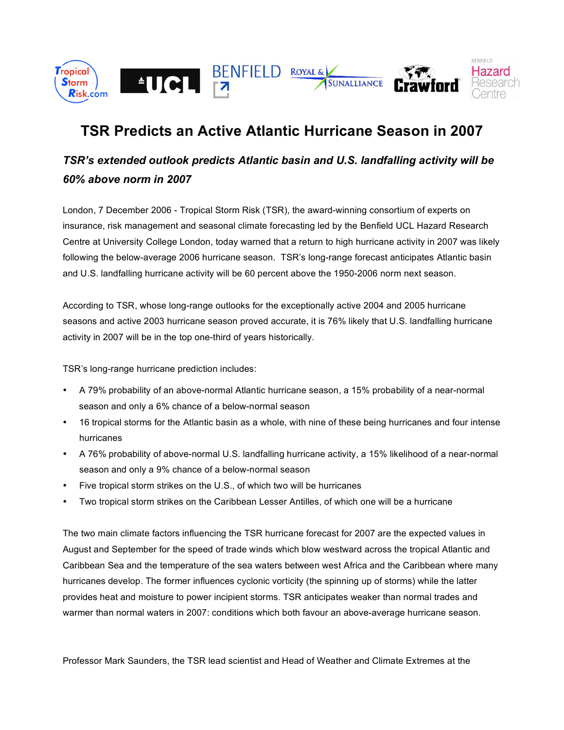# TSR Predicts an Active Atlantic Hurricane Season in 2007

## *TSR's extended outlook predicts Atlantic basin and U.S. landfalling activity will be 60% above norm in 2007*

London, 7 December 2006 - Tropical Storm Risk (TSR), the award-winning consortium of experts on insurance, risk management and seasonal climate forecasting led by the Benfield UCL Hazard Research Centre at University College London, today warned that a return to high hurricane activity in 2007 was likely following the below-average 2006 hurricane season. TSR's long-range forecast anticipates Atlantic basin and U.S. landfalling hurricane activity will be 60 percent above the 1950-2006 norm next season.

According to TSR, whose long-range outlooks for the exceptionally active 2004 and 2005 hurricane seasons and active 2003 hurricane season proved accurate, it is 76% likely that U.S. landfalling hurricane activity in 2007 will be in the top one-third of years historically.

TSR's long-range hurricane prediction includes:

- A 79% probability of an above-normal Atlantic hurricane season, a 15% probability of a near-normal season and only a 6% chance of a below-normal season
- 16 tropical storms for the Atlantic basin as a whole, with nine of these being hurricanes and four intense hurricanes
- A 76% probability of above-normal U.S. landfalling hurricane activity, a 15% likelihood of a near-normal season and only a 9% chance of a below-normal season
- Five tropical storm strikes on the U.S., of which two will be hurricanes
- Two tropical storm strikes on the Caribbean Lesser Antilles, of which one will be a hurricane

The two main climate factors influencing the TSR hurricane forecast for 2007 are the expected values in August and September for the speed of trade winds which blow westward across the tropical Atlantic and Caribbean Sea and the temperature of the sea waters between west Africa and the Caribbean where many hurricanes develop. The former influences cyclonic vorticity (the spinning up of storms) while the latter provides heat and moisture to power incipient storms. TSR anticipates weaker than normal trades and warmer than normal waters in 2007: conditions which both favour an above-average hurricane season.

Professor Mark Saunders, the TSR lead scientist and Head of Weather and Climate Extremes at the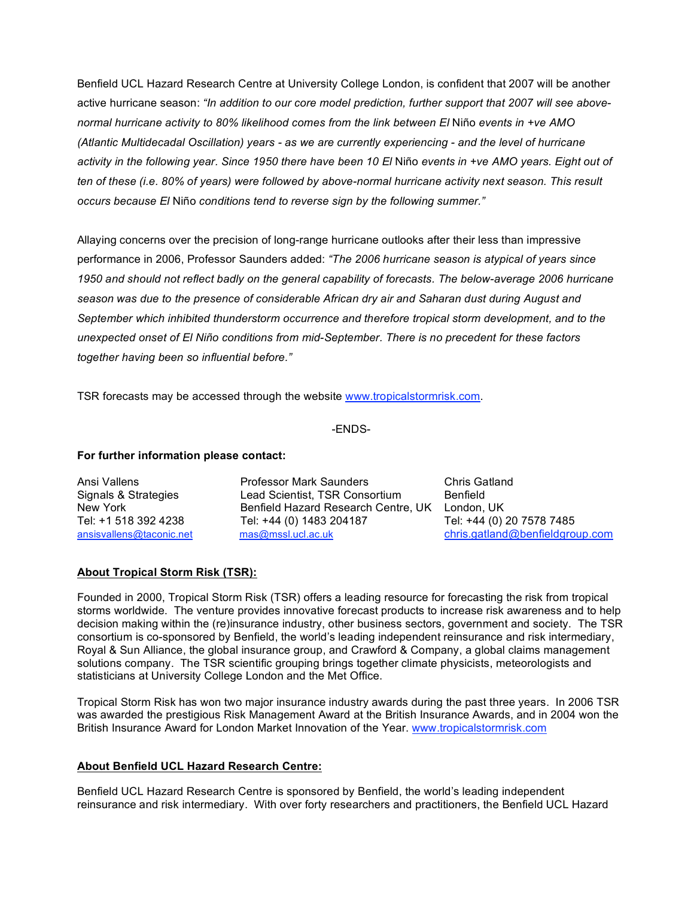Benfield UCL Hazard Research Centre at University College London, is confident that 2007 will be another active hurricane season: *"In addition to our core model prediction, further support that 2007 will see above-normal hurricane activity to 80% likelihood comes from the link between El* Niño *events in +ve AMO (Atlantic Multidecadal Oscillation) years - as we are currently experiencing - and the level of hurricane activity in the following year. Since 1950 there have been 10 El* Niño *events in +ve AMO years. Eight out of ten of these (i.e. 80% of years) were followed by above-normal hurricane activity next season. This result occurs because El* Niño *conditions tend to reverse sign by the following summer."*

Allaying concerns over the precision of long-range hurricane outlooks after their less than impressive performance in 2006, Professor Saunders added: *"The 2006 hurricane season is atypical of years since 1950 and should not reflect badly on the general capability of forecasts. The below-average 2006 hurricane season was due to the presence of considerable African dry air and Saharan dust during August and September which inhibited thunderstorm occurrence and therefore tropical storm development, and to the unexpected onset of El Niño conditions from mid-September. There is no precedent for these factors together having been so influential before."*

TSR forecasts may be accessed through the website www.tropicalstormrisk.com.

-ENDS-

**For further information please contact:**

Ansi Vallens
Signals & Strategies
New York
Tel: +1 518 392 4238
ansisvallens@taconic.net

Professor Mark Saunders
Lead Scientist, TSR Consortium
Benfield Hazard Research Centre, UK
Tel: +44 (0) 1483 204187
mas@mssl.ucl.ac.uk

Chris Gatland
Benfield
London, UK
Tel: +44 (0) 20 7578 7485
chris.gatland@benfieldgroup.com

## About Tropical Storm Risk (TSR):

Founded in 2000, Tropical Storm Risk (TSR) offers a leading resource for forecasting the risk from tropical storms worldwide. The venture provides innovative forecast products to increase risk awareness and to help decision making within the (re)insurance industry, other business sectors, government and society. The TSR consortium is co-sponsored by Benfield, the world's leading independent reinsurance and risk intermediary, Royal & Sun Alliance, the global insurance group, and Crawford & Company, a global claims management solutions company. The TSR scientific grouping brings together climate physicists, meteorologists and statisticians at University College London and the Met Office.

Tropical Storm Risk has won two major insurance industry awards during the past three years. In 2006 TSR was awarded the prestigious Risk Management Award at the British Insurance Awards, and in 2004 won the British Insurance Award for London Market Innovation of the Year. www.tropicalstormrisk.com

## About Benfield UCL Hazard Research Centre:

Benfield UCL Hazard Research Centre is sponsored by Benfield, the world's leading independent reinsurance and risk intermediary. With over forty researchers and practitioners, the Benfield UCL Hazard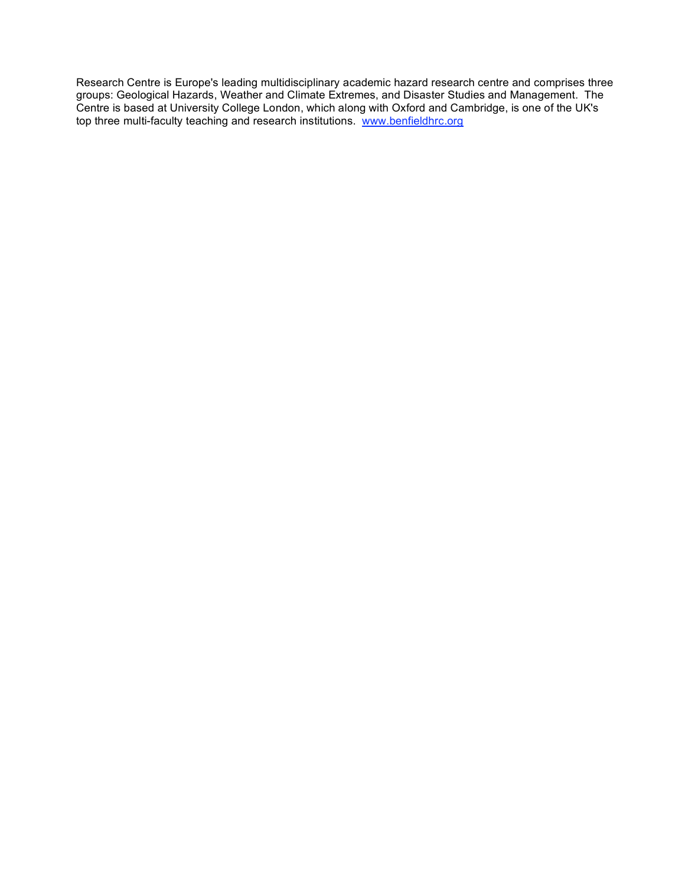Research Centre is Europe's leading multidisciplinary academic hazard research centre and comprises three groups: Geological Hazards, Weather and Climate Extremes, and Disaster Studies and Management. The Centre is based at University College London, which along with Oxford and Cambridge, is one of the UK's top three multi-faculty teaching and research institutions. [www.benfieldhrc.org](http://www.benfieldhrc.org)